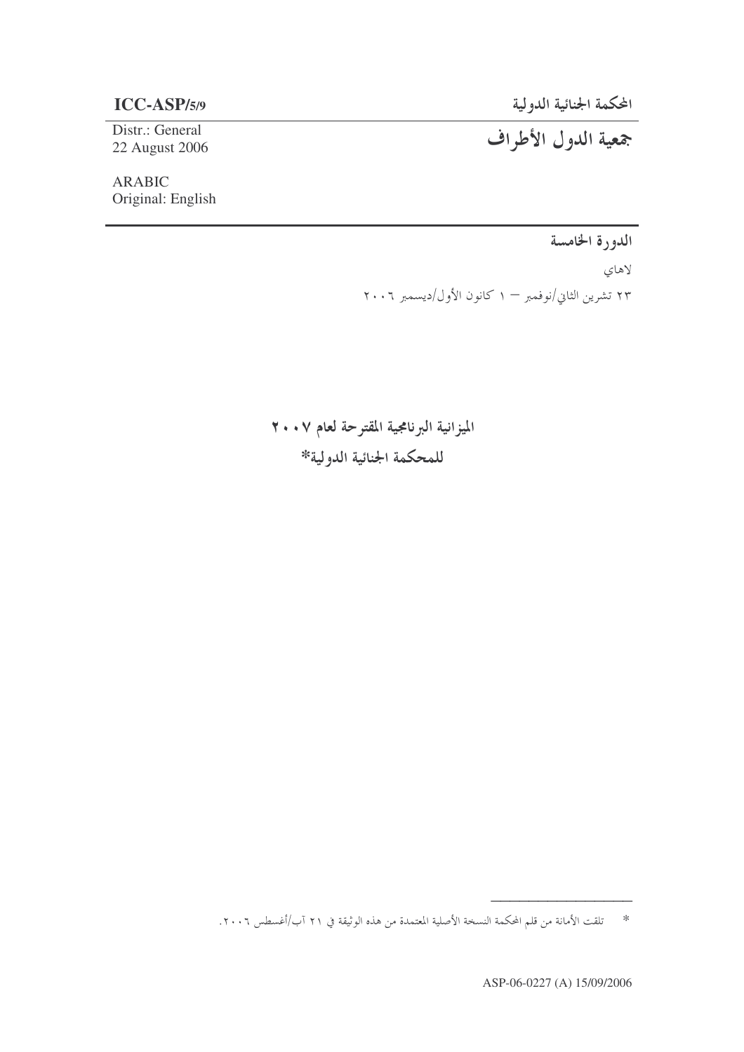**ICC-ASP/5/9**

Distr.: General
22 August 2006

ARABIC
Original: English

المحكمة الجنائية الدولية

# جمعية الدول الأطراف

الدورة الخامسة

لاهاي

٢٣ تشرين الثاني/نوفمبر – ١ كانون الأول/ديسمبر ٢٠٠٦

## الميزانية البرنامجية المقترحة لعام ٢٠٠٧ للمحكمة الجنائية الدولية*

---

* تلقت الأمانة من قلم المحكمة النسخة الأصلية المعتمدة من هذه الوثيقة في ٢١ آب/أغسطس ٢٠٠٦.

ASP-06-0227 (A) 15/09/2006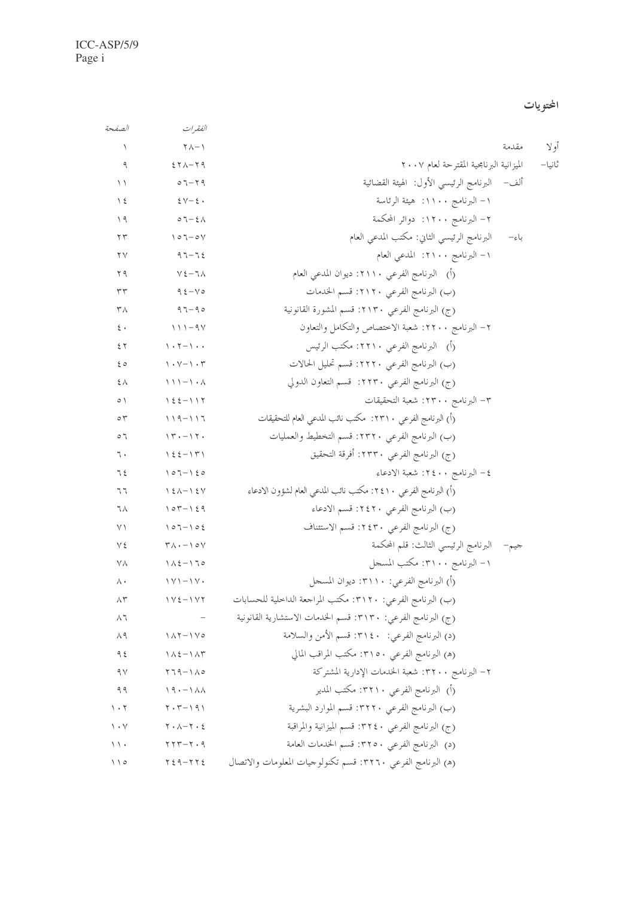## المحتويات

| | الفقرات | الصفحة |
|---|---|---|
| أولا مقدمة | ١-٢٨ | ١ |
| ثانيا- الميزانية البرنامجية المقترحة لعام ٢٠٠٧ | ٢٩-٤٢٨ | ٩ |
| ألف- البرنامج الرئيسي الأول: الهيئة القضائية | ٢٩-٥٦ | ١١ |
| ١- البرنامج ١١٠٠: هيئة الرئاسة | ٤٠-٤٧ | ١٤ |
| ٢- البرنامج ١٢٠٠: دوائر المحكمة | ٤٨-٥٦ | ١٩ |
| باء- البرنامج الرئيسي الثاني: مكتب المدعي العام | ٥٧-١٥٦ | ٢٣ |
| ١- البرنامج ٢١٠٠: المدعي العام | ٦٤-٩٦ | ٢٧ |
| (أ) البرنامج الفرعي ٢١١٠: ديوان المدعي العام | ٦٨-٧٤ | ٢٩ |
| (ب) البرنامج الفرعي ٢١٢٠: قسم الخدمات | ٧٥-٩٤ | ٣٣ |
| (ج) البرنامج الفرعي ٢١٣٠: قسم المشورة القانونية | ٩٥-٩٦ | ٣٨ |
| ٢- البرنامج ٢٢٠٠: شعبة الاختصاص والتكامل والتعاون | ٩٧-١١١ | ٤٠ |
| (أ) البرنامج الفرعي ٢٢١٠: مكتب الرئيس | ١٠٠-١٠٢ | ٤٢ |
| (ب) البرنامج الفرعي ٢٢٢٠: قسم تحليل الحالات | ١٠٣-١٠٧ | ٤٥ |
| (ج) البرنامج الفرعي ٢٢٣٠: قسم التعاون الدولي | ١٠٨-١١١ | ٤٨ |
| ٣- البرنامج ٢٣٠٠: شعبة التحقيقات | ١١٢-١٤٤ | ٥١ |
| (أ) البرنامج الفرعي ٢٣١٠: مكتب نائب المدعي العام للتحقيقات | ١١٦-١١٩ | ٥٣ |
| (ب) البرنامج الفرعي ٢٣٢٠: قسم التخطيط والعمليات | ١٢٠-١٣٠ | ٥٦ |
| (ج) البرنامج الفرعي ٢٣٣٠: أفرقة التحقيق | ١٣١-١٤٤ | ٦٠ |
| ٤- البرنامج ٢٤٠٠: شعبة الادعاء | ١٤٥-١٥٦ | ٦٤ |
| (أ) البرنامج الفرعي ٢٤١٠: مكتب نائب المدعي العام لشؤون الادعاء | ١٤٧-١٤٨ | ٦٦ |
| (ب) البرنامج الفرعي ٢٤٢٠: قسم الادعاء | ١٤٩-١٥٣ | ٦٨ |
| (ج) البرنامج الفرعي ٢٤٣٠: قسم الاستئناف | ١٥٤-١٥٦ | ٧١ |
| جيم- البرنامج الرئيسي الثالث: قلم المحكمة | ١٥٧-٣٨٠ | ٧٤ |
| ١- البرنامج ٣١٠٠: مكتب المسجل | ١٦٥-١٨٤ | ٧٨ |
| (أ) البرنامج الفرعي: ٣١١٠: ديوان المسجل | ١٧٠-١٧١ | ٨٠ |
| (ب) البرنامج الفرعي: ٣١٢٠: مكتب المراجعة الداخلية للحسابات | ١٧٢-١٧٤ | ٨٣ |
| (ج) البرنامج الفرعي: ٣١٣٠: قسم الخدمات الاستشارية القانونية | - | ٨٦ |
| (د) البرنامج الفرعي: ٣١٤٠: قسم الأمن والسلامة | ١٧٥-١٨٢ | ٨٩ |
| (هـ) البرنامج الفرعي ٣١٥٠: مكتب المراقب المالي | ١٨٣-١٨٤ | ٩٤ |
| ٢- البرنامج ٣٢٠٠: شعبة الخدمات الإدارية المشتركة | ١٨٥-٢٦٩ | ٩٧ |
| (أ) البرنامج الفرعي ٣٢١٠: مكتب المدير | ١٨٨-١٩٠ | ٩٩ |
| (ب) البرنامج الفرعي ٣٢٢٠: قسم الموارد البشرية | ١٩١-٢٠٣ | ١٠٢ |
| (ج) البرنامج الفرعي ٣٢٤٠: قسم الميزانية والمراقبة | ٢٠٤-٢٠٨ | ١٠٧ |
| (د) البرنامج الفرعي ٣٢٥٠: قسم الخدمات العامة | ٢٠٩-٢٢٣ | ١١٠ |
| (هـ) البرنامج الفرعي ٣٢٦٠: قسم تكنولوجيات المعلومات والاتصال | ٢٢٤-٢٤٩ | ١١٥ |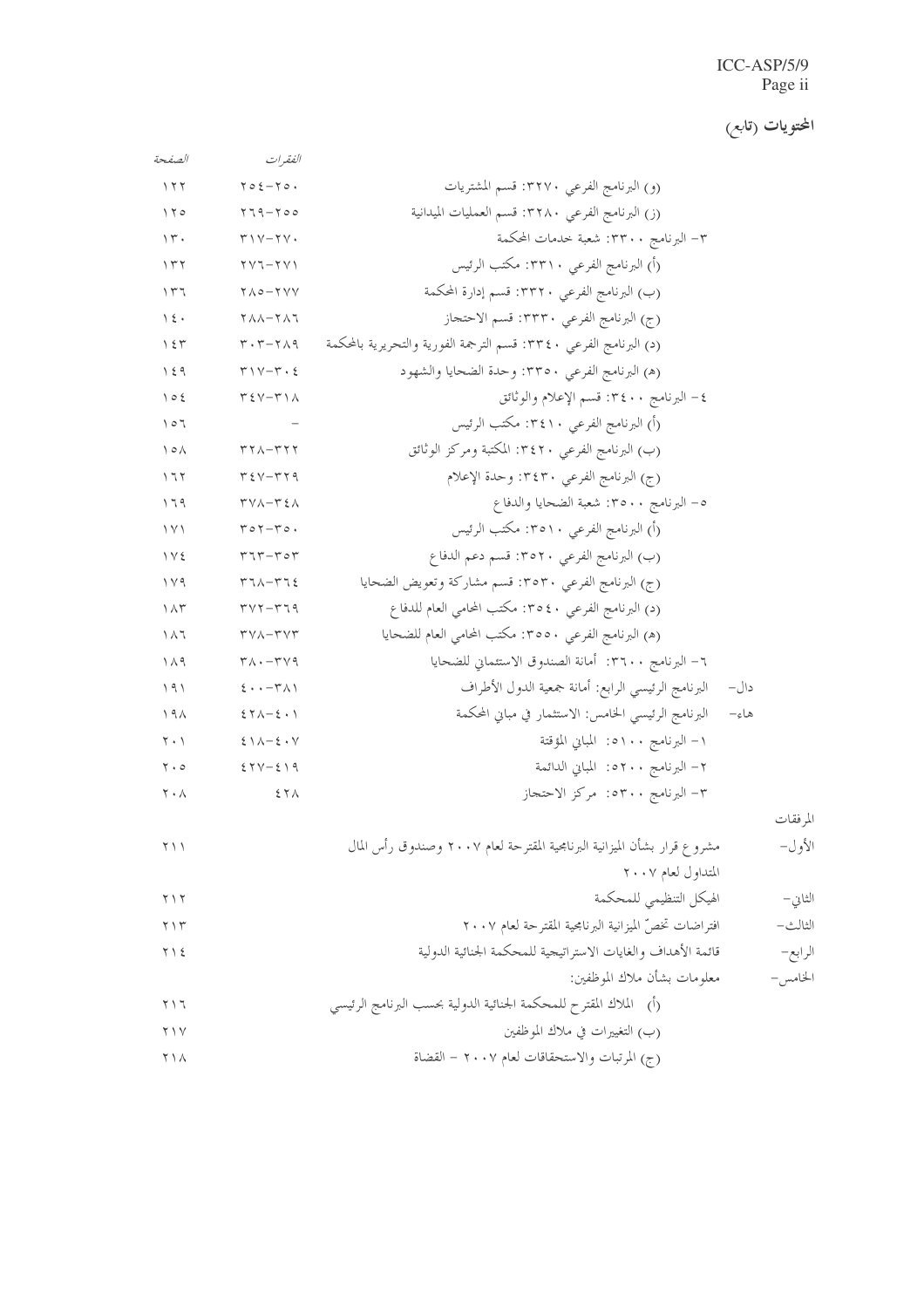## المحتويات (تابع)

| | الفقرات | الصفحة |
|---|---|---|
| (و) البرنامج الفرعي ٣٢٧٠: قسم المشتريات | ٢٥٠-٢٥٤ | ١٢٢ |
| (ز) البرنامج الفرعي ٣٢٨٠: قسم العمليات الميدانية | ٢٥٥-٢٦٩ | ١٢٥ |
| ٣- البرنامج ٣٣٠٠: شعبة خدمات المحكمة | ٢٧٠-٣١٧ | ١٣٠ |
| (أ) البرنامج الفرعي ٣٣١٠: مكتب الرئيس | ٢٧١-٢٧٦ | ١٣٢ |
| (ب) البرنامج الفرعي ٣٣٢٠: قسم إدارة المحكمة | ٢٧٧-٢٨٥ | ١٣٦ |
| (ج) البرنامج الفرعي ٣٣٣٠: قسم الاحتجاز | ٢٨٦-٢٨٨ | ١٤٠ |
| (د) البرنامج الفرعي ٣٣٤٠: قسم الترجمة الفورية والتحريرية بالمحكمة | ٢٨٩-٣٠٣ | ١٤٣ |
| (هـ) البرنامج الفرعي ٣٣٥٠: وحدة الضحايا والشهود | ٣٠٤-٣١٧ | ١٤٩ |
| ٤- البرنامج ٣٤٠٠: قسم الإعلام والوثائق | ٣١٨-٣٤٧ | ١٥٤ |
| (أ) البرنامج الفرعي ٣٤١٠: مكتب الرئيس | - | ١٥٦ |
| (ب) البرنامج الفرعي ٣٤٢٠: المكتبة ومركز الوثائق | ٣٢٢-٣٢٨ | ١٥٨ |
| (ج) البرنامج الفرعي ٣٤٣٠: وحدة الإعلام | ٣٢٩-٣٤٧ | ١٦٢ |
| ٥- البرنامج ٣٥٠٠: شعبة الضحايا والدفاع | ٣٤٨-٣٧٨ | ١٦٩ |
| (أ) البرنامج الفرعي ٣٥١٠: مكتب الرئيس | ٣٥٠-٣٥٢ | ١٧١ |
| (ب) البرنامج الفرعي ٣٥٢٠: قسم دعم الدفاع | ٣٥٣-٣٦٣ | ١٧٤ |
| (ج) البرنامج الفرعي ٣٥٣٠: قسم مشاركة وتعويض الضحايا | ٣٦٤-٣٦٨ | ١٧٩ |
| (د) البرنامج الفرعي ٣٥٤٠: مكتب المحامي العام للدفاع | ٣٦٩-٣٧٢ | ١٨٣ |
| (هـ) البرنامج الفرعي ٣٥٥٠: مكتب المحامي العام للضحايا | ٣٧٣-٣٧٨ | ١٨٦ |
| ٦- البرنامج ٣٦٠٠: أمانة الصندوق الاستئماني للضحايا | ٣٧٩-٣٨٠ | ١٨٩ |
| دال- البرنامج الرئيسي الرابع: أمانة جمعية الدول الأطراف | ٣٨١-٤٠٠ | ١٩١ |
| هاء- البرنامج الرئيسي الخامس: الاستثمار في مباني المحكمة | ٤٠١-٤٢٨ | ١٩٨ |
| ١- البرنامج ٥١٠٠: المباني المؤقتة | ٤٠٧-٤١٨ | ٢٠١ |
| ٢- البرنامج ٥٢٠٠: المباني الدائمة | ٤١٩-٤٢٧ | ٢٠٥ |
| ٣- البرنامج ٥٣٠٠: مركز الاحتجاز | ٤٢٨ | ٢٠٨ |

المرفقات

| | | الصفحة |
|---|---|---|
| الأول- | مشروع قرار بشأن الميزانية البرنامجية المقترحة لعام ٢٠٠٧ وصندوق رأس المال المتداول لعام ٢٠٠٧ | ٢١١ |
| الثاني- | الهيكل التنظيمي للمحكمة | ٢١٢ |
| الثالث- | افتراضات تخصّ الميزانية البرنامجية المقترحة لعام ٢٠٠٧ | ٢١٣ |
| الرابع- | قائمة الأهداف والغايات الاستراتيجية للمحكمة الجنائية الدولية | ٢١٤ |
| الخامس- | معلومات بشأن ملاك الموظفين: | |
| | (أ) الملاك المقترح للمحكمة الجنائية الدولية بحسب البرنامج الرئيسي | ٢١٦ |
| | (ب) التغييرات في ملاك الموظفين | ٢١٧ |
| | (ج) المرتبات والاستحقاقات لعام ٢٠٠٧ - القضاة | ٢١٨ |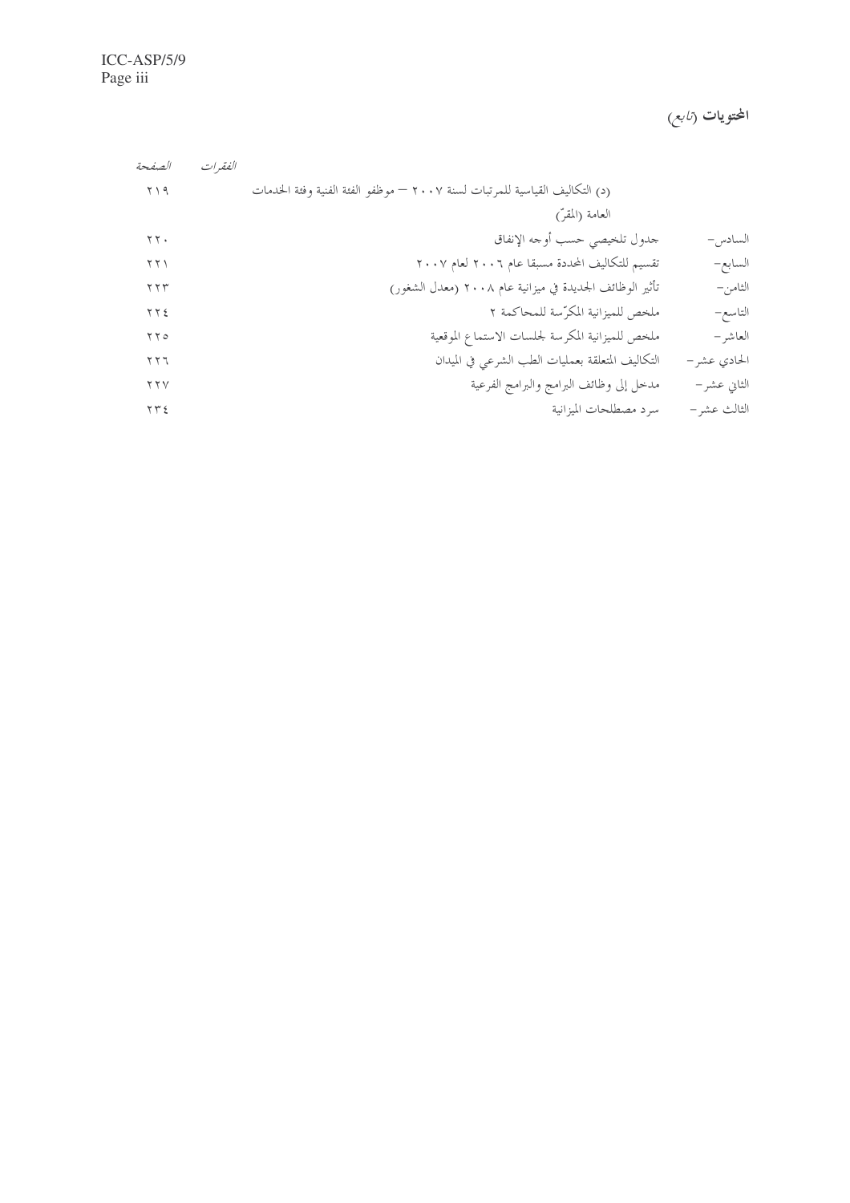**المحتويات** (*تابع*)

| | | *الفقرات* | *الصفحة* |
|---|---|---|---|
| | (د) التكاليف القياسية للمرتبات لسنة ٢٠٠٧ — موظفو الفئة الفنية وفئة الخدمات العامة (المقرّ) | | ٢١٩ |
| السادس– | جدول تلخيصي حسب أوجه الإنفاق | | ٢٢٠ |
| السابع– | تقسيم للتكاليف المحددة مسبقا عام ٢٠٠٦ لعام ٢٠٠٧ | | ٢٢١ |
| الثامن– | تأثير الوظائف الجديدة في ميزانية عام ٢٠٠٨ (معدل الشغور) | | ٢٢٣ |
| التاسع– | ملخص للميزانية المكرّسة للمحاكمة ٢ | | ٢٢٤ |
| العاشر– | ملخص للميزانية المكرسة لجلسات الاستماع الموقعية | | ٢٢٥ |
| الحادي عشر– | التكاليف المتعلقة بعمليات الطب الشرعي في الميدان | | ٢٢٦ |
| الثاني عشر– | مدخل إلى وظائف البرامج والبرامج الفرعية | | ٢٢٧ |
| الثالث عشر– | سرد مصطلحات الميزانية | | ٢٣٤ |